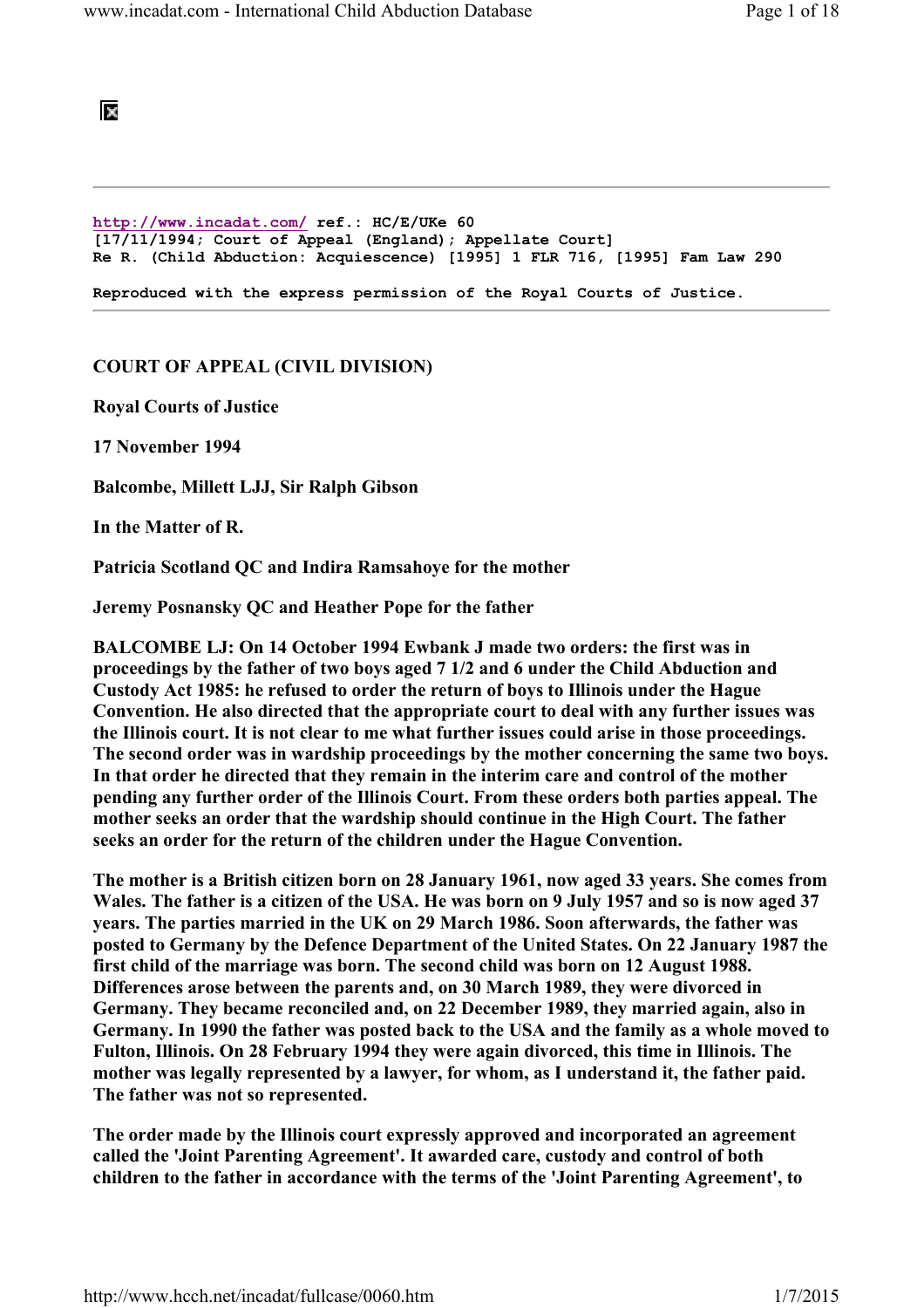http://www.incadat.com/ ref.: HC/E/UKe 60
[17/11/1994; Court of Appeal (England); Appellate Court]
Re R. (Child Abduction: Acquiescence) [1995] 1 FLR 716, [1995] Fam Law 290

Reproduced with the express permission of the Royal Courts of Justice.

---

**COURT OF APPEAL (CIVIL DIVISION)**

**Royal Courts of Justice**

**17 November 1994**

**Balcombe, Millett LJJ, Sir Ralph Gibson**

**In the Matter of R.**

**Patricia Scotland QC and Indira Ramsahoye for the mother**

**Jeremy Posnansky QC and Heather Pope for the father**

**BALCOMBE LJ: On 14 October 1994 Ewbank J made two orders: the first was in proceedings by the father of two boys aged 7 1/2 and 6 under the Child Abduction and Custody Act 1985: he refused to order the return of boys to Illinois under the Hague Convention. He also directed that the appropriate court to deal with any further issues was the Illinois court. It is not clear to me what further issues could arise in those proceedings. The second order was in wardship proceedings by the mother concerning the same two boys. In that order he directed that they remain in the interim care and control of the mother pending any further order of the Illinois Court. From these orders both parties appeal. The mother seeks an order that the wardship should continue in the High Court. The father seeks an order for the return of the children under the Hague Convention.**

**The mother is a British citizen born on 28 January 1961, now aged 33 years. She comes from Wales. The father is a citizen of the USA. He was born on 9 July 1957 and so is now aged 37 years. The parties married in the UK on 29 March 1986. Soon afterwards, the father was posted to Germany by the Defence Department of the United States. On 22 January 1987 the first child of the marriage was born. The second child was born on 12 August 1988. Differences arose between the parents and, on 30 March 1989, they were divorced in Germany. They became reconciled and, on 22 December 1989, they married again, also in Germany. In 1990 the father was posted back to the USA and the family as a whole moved to Fulton, Illinois. On 28 February 1994 they were again divorced, this time in Illinois. The mother was legally represented by a lawyer, for whom, as I understand it, the father paid. The father was not so represented.**

**The order made by the Illinois court expressly approved and incorporated an agreement called the 'Joint Parenting Agreement'. It awarded care, custody and control of both children to the father in accordance with the terms of the 'Joint Parenting Agreement', to**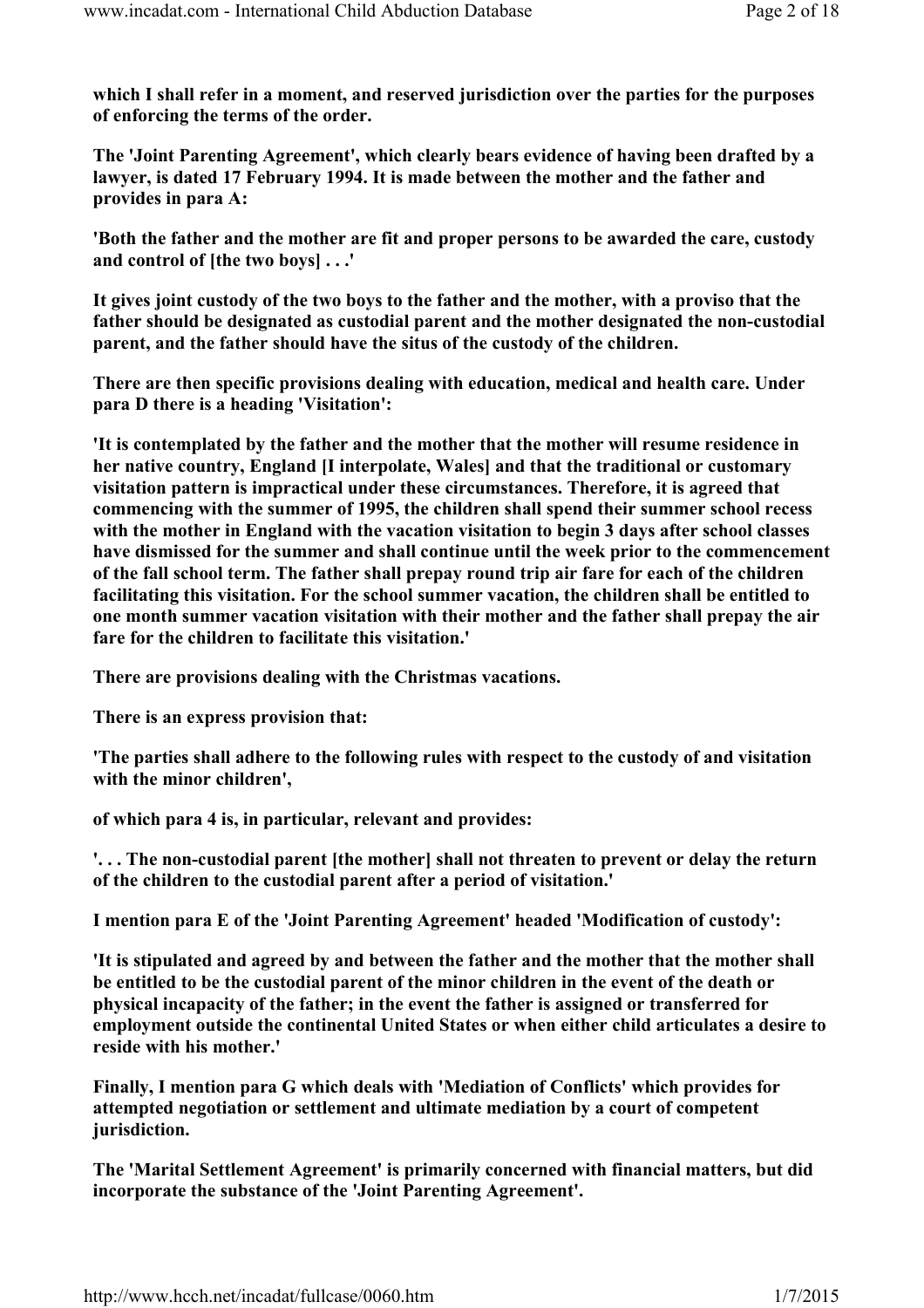which I shall refer in a moment, and reserved jurisdiction over the parties for the purposes of enforcing the terms of the order.

The 'Joint Parenting Agreement', which clearly bears evidence of having been drafted by a lawyer, is dated 17 February 1994. It is made between the mother and the father and provides in para A:

'Both the father and the mother are fit and proper persons to be awarded the care, custody and control of [the two boys] . . .'

It gives joint custody of the two boys to the father and the mother, with a proviso that the father should be designated as custodial parent and the mother designated the non-custodial parent, and the father should have the situs of the custody of the children.

There are then specific provisions dealing with education, medical and health care. Under para D there is a heading 'Visitation':

'It is contemplated by the father and the mother that the mother will resume residence in her native country, England [I interpolate, Wales] and that the traditional or customary visitation pattern is impractical under these circumstances. Therefore, it is agreed that commencing with the summer of 1995, the children shall spend their summer school recess with the mother in England with the vacation visitation to begin 3 days after school classes have dismissed for the summer and shall continue until the week prior to the commencement of the fall school term. The father shall prepay round trip air fare for each of the children facilitating this visitation. For the school summer vacation, the children shall be entitled to one month summer vacation visitation with their mother and the father shall prepay the air fare for the children to facilitate this visitation.'

There are provisions dealing with the Christmas vacations.

There is an express provision that:

'The parties shall adhere to the following rules with respect to the custody of and visitation with the minor children',

of which para 4 is, in particular, relevant and provides:

'. . . The non-custodial parent [the mother] shall not threaten to prevent or delay the return of the children to the custodial parent after a period of visitation.'

I mention para E of the 'Joint Parenting Agreement' headed 'Modification of custody':

'It is stipulated and agreed by and between the father and the mother that the mother shall be entitled to be the custodial parent of the minor children in the event of the death or physical incapacity of the father; in the event the father is assigned or transferred for employment outside the continental United States or when either child articulates a desire to reside with his mother.'

Finally, I mention para G which deals with 'Mediation of Conflicts' which provides for attempted negotiation or settlement and ultimate mediation by a court of competent jurisdiction.

The 'Marital Settlement Agreement' is primarily concerned with financial matters, but did incorporate the substance of the 'Joint Parenting Agreement'.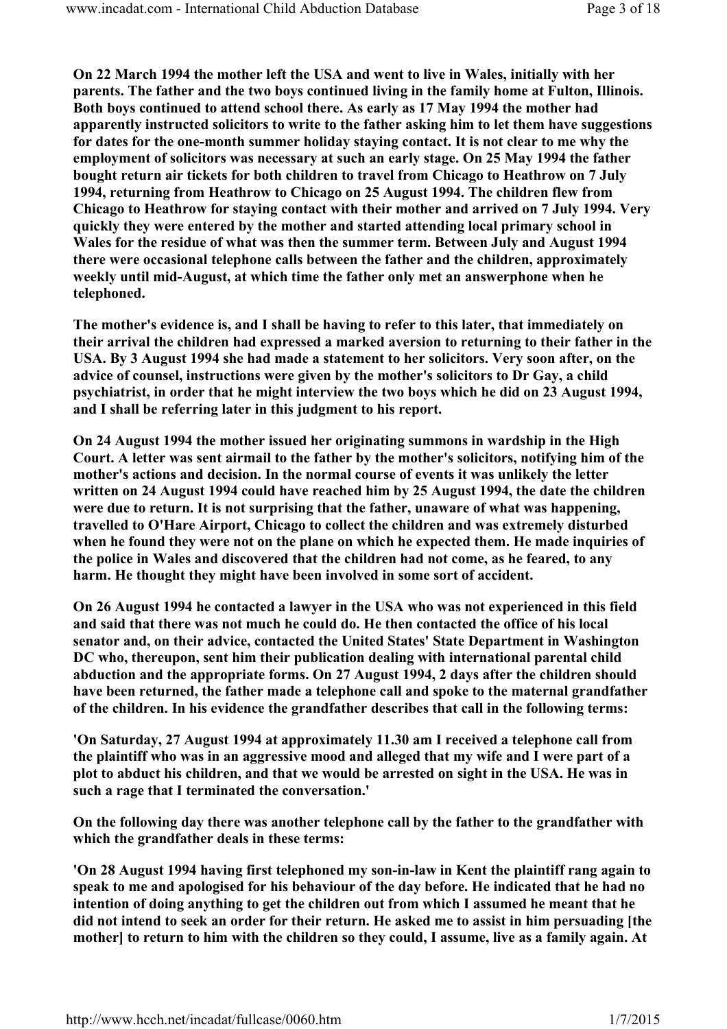**On 22 March 1994 the mother left the USA and went to live in Wales, initially with her parents. The father and the two boys continued living in the family home at Fulton, Illinois. Both boys continued to attend school there. As early as 17 May 1994 the mother had apparently instructed solicitors to write to the father asking him to let them have suggestions for dates for the one-month summer holiday staying contact. It is not clear to me why the employment of solicitors was necessary at such an early stage. On 25 May 1994 the father bought return air tickets for both children to travel from Chicago to Heathrow on 7 July 1994, returning from Heathrow to Chicago on 25 August 1994. The children flew from Chicago to Heathrow for staying contact with their mother and arrived on 7 July 1994. Very quickly they were entered by the mother and started attending local primary school in Wales for the residue of what was then the summer term. Between July and August 1994 there were occasional telephone calls between the father and the children, approximately weekly until mid-August, at which time the father only met an answerphone when he telephoned.**

**The mother's evidence is, and I shall be having to refer to this later, that immediately on their arrival the children had expressed a marked aversion to returning to their father in the USA. By 3 August 1994 she had made a statement to her solicitors. Very soon after, on the advice of counsel, instructions were given by the mother's solicitors to Dr Gay, a child psychiatrist, in order that he might interview the two boys which he did on 23 August 1994, and I shall be referring later in this judgment to his report.**

**On 24 August 1994 the mother issued her originating summons in wardship in the High Court. A letter was sent airmail to the father by the mother's solicitors, notifying him of the mother's actions and decision. In the normal course of events it was unlikely the letter written on 24 August 1994 could have reached him by 25 August 1994, the date the children were due to return. It is not surprising that the father, unaware of what was happening, travelled to O'Hare Airport, Chicago to collect the children and was extremely disturbed when he found they were not on the plane on which he expected them. He made inquiries of the police in Wales and discovered that the children had not come, as he feared, to any harm. He thought they might have been involved in some sort of accident.**

**On 26 August 1994 he contacted a lawyer in the USA who was not experienced in this field and said that there was not much he could do. He then contacted the office of his local senator and, on their advice, contacted the United States' State Department in Washington DC who, thereupon, sent him their publication dealing with international parental child abduction and the appropriate forms. On 27 August 1994, 2 days after the children should have been returned, the father made a telephone call and spoke to the maternal grandfather of the children. In his evidence the grandfather describes that call in the following terms:**

**'On Saturday, 27 August 1994 at approximately 11.30 am I received a telephone call from the plaintiff who was in an aggressive mood and alleged that my wife and I were part of a plot to abduct his children, and that we would be arrested on sight in the USA. He was in such a rage that I terminated the conversation.'**

**On the following day there was another telephone call by the father to the grandfather with which the grandfather deals in these terms:**

**'On 28 August 1994 having first telephoned my son-in-law in Kent the plaintiff rang again to speak to me and apologised for his behaviour of the day before. He indicated that he had no intention of doing anything to get the children out from which I assumed he meant that he did not intend to seek an order for their return. He asked me to assist in him persuading [the mother] to return to him with the children so they could, I assume, live as a family again. At**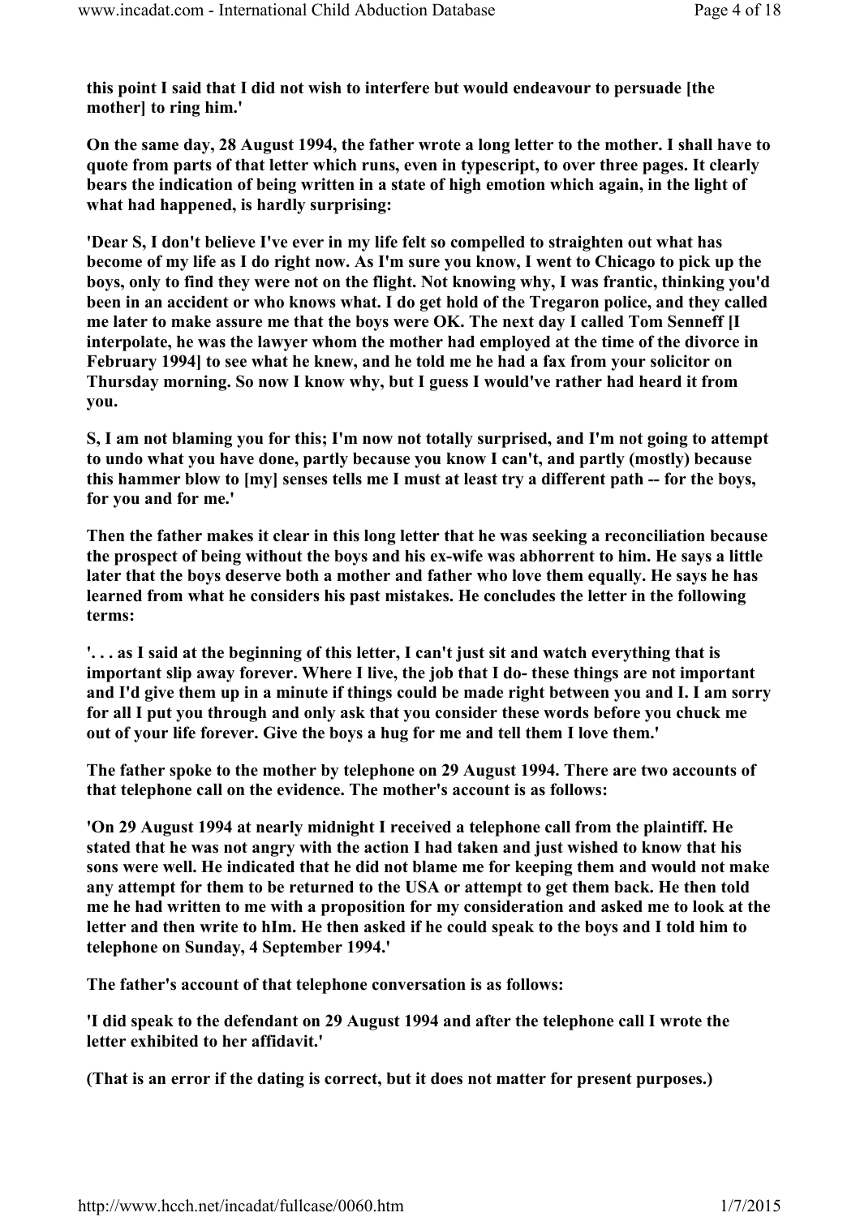**this point I said that I did not wish to interfere but would endeavour to persuade [the mother] to ring him.'**

**On the same day, 28 August 1994, the father wrote a long letter to the mother. I shall have to quote from parts of that letter which runs, even in typescript, to over three pages. It clearly bears the indication of being written in a state of high emotion which again, in the light of what had happened, is hardly surprising:**

**'Dear S, I don't believe I've ever in my life felt so compelled to straighten out what has become of my life as I do right now. As I'm sure you know, I went to Chicago to pick up the boys, only to find they were not on the flight. Not knowing why, I was frantic, thinking you'd been in an accident or who knows what. I do get hold of the Tregaron police, and they called me later to make assure me that the boys were OK. The next day I called Tom Senneff [I interpolate, he was the lawyer whom the mother had employed at the time of the divorce in February 1994] to see what he knew, and he told me he had a fax from your solicitor on Thursday morning. So now I know why, but I guess I would've rather had heard it from you.**

**S, I am not blaming you for this; I'm now not totally surprised, and I'm not going to attempt to undo what you have done, partly because you know I can't, and partly (mostly) because this hammer blow to [my] senses tells me I must at least try a different path -- for the boys, for you and for me.'**

**Then the father makes it clear in this long letter that he was seeking a reconciliation because the prospect of being without the boys and his ex-wife was abhorrent to him. He says a little later that the boys deserve both a mother and father who love them equally. He says he has learned from what he considers his past mistakes. He concludes the letter in the following terms:**

**'. . . as I said at the beginning of this letter, I can't just sit and watch everything that is important slip away forever. Where I live, the job that I do- these things are not important and I'd give them up in a minute if things could be made right between you and I. I am sorry for all I put you through and only ask that you consider these words before you chuck me out of your life forever. Give the boys a hug for me and tell them I love them.'**

**The father spoke to the mother by telephone on 29 August 1994. There are two accounts of that telephone call on the evidence. The mother's account is as follows:**

**'On 29 August 1994 at nearly midnight I received a telephone call from the plaintiff. He stated that he was not angry with the action I had taken and just wished to know that his sons were well. He indicated that he did not blame me for keeping them and would not make any attempt for them to be returned to the USA or attempt to get them back. He then told me he had written to me with a proposition for my consideration and asked me to look at the letter and then write to hIm. He then asked if he could speak to the boys and I told him to telephone on Sunday, 4 September 1994.'**

**The father's account of that telephone conversation is as follows:**

**'I did speak to the defendant on 29 August 1994 and after the telephone call I wrote the letter exhibited to her affidavit.'**

**(That is an error if the dating is correct, but it does not matter for present purposes.)**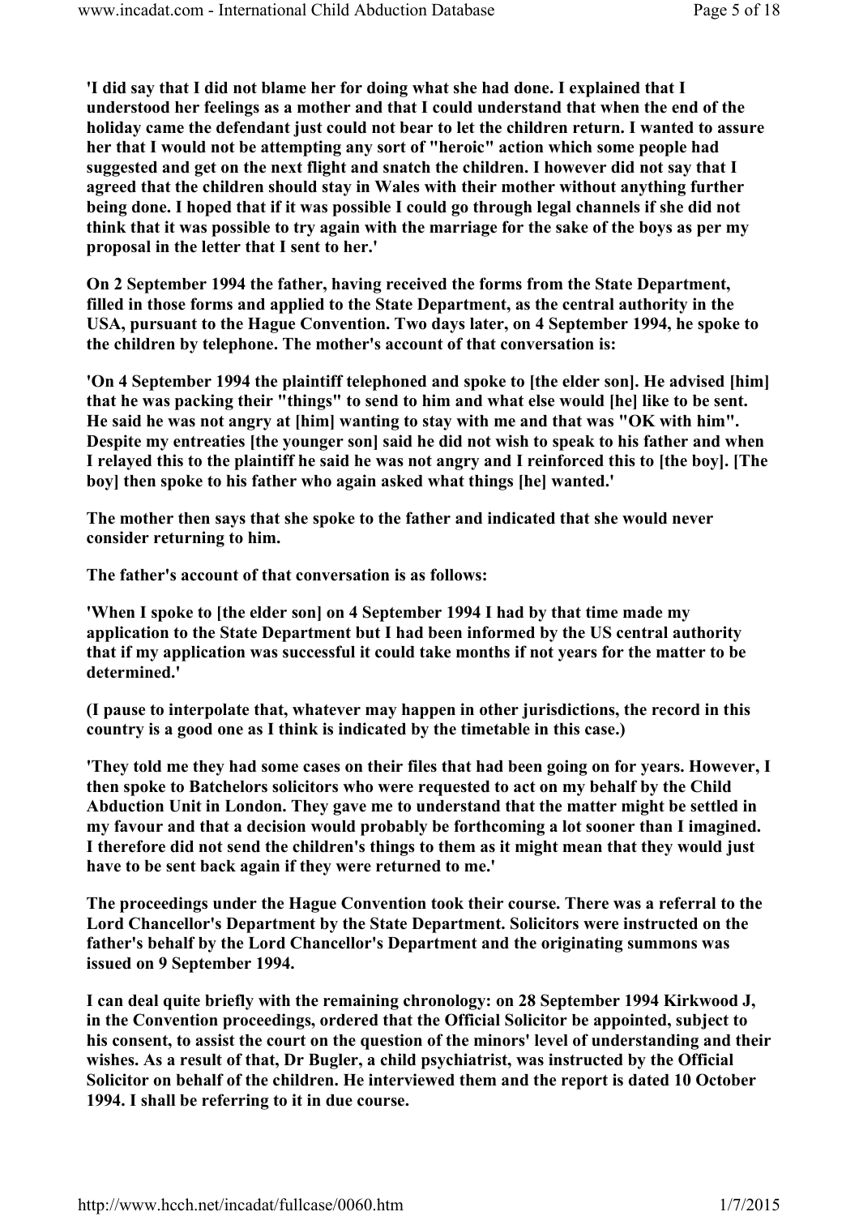'I did say that I did not blame her for doing what she had done. I explained that I understood her feelings as a mother and that I could understand that when the end of the holiday came the defendant just could not bear to let the children return. I wanted to assure her that I would not be attempting any sort of "heroic" action which some people had suggested and get on the next flight and snatch the children. I however did not say that I agreed that the children should stay in Wales with their mother without anything further being done. I hoped that if it was possible I could go through legal channels if she did not think that it was possible to try again with the marriage for the sake of the boys as per my proposal in the letter that I sent to her.'

On 2 September 1994 the father, having received the forms from the State Department, filled in those forms and applied to the State Department, as the central authority in the USA, pursuant to the Hague Convention. Two days later, on 4 September 1994, he spoke to the children by telephone. The mother's account of that conversation is:

'On 4 September 1994 the plaintiff telephoned and spoke to [the elder son]. He advised [him] that he was packing their "things" to send to him and what else would [he] like to be sent. He said he was not angry at [him] wanting to stay with me and that was "OK with him". Despite my entreaties [the younger son] said he did not wish to speak to his father and when I relayed this to the plaintiff he said he was not angry and I reinforced this to [the boy]. [The boy] then spoke to his father who again asked what things [he] wanted.'

The mother then says that she spoke to the father and indicated that she would never consider returning to him.

The father's account of that conversation is as follows:

'When I spoke to [the elder son] on 4 September 1994 I had by that time made my application to the State Department but I had been informed by the US central authority that if my application was successful it could take months if not years for the matter to be determined.'

(I pause to interpolate that, whatever may happen in other jurisdictions, the record in this country is a good one as I think is indicated by the timetable in this case.)

'They told me they had some cases on their files that had been going on for years. However, I then spoke to Batchelors solicitors who were requested to act on my behalf by the Child Abduction Unit in London. They gave me to understand that the matter might be settled in my favour and that a decision would probably be forthcoming a lot sooner than I imagined. I therefore did not send the children's things to them as it might mean that they would just have to be sent back again if they were returned to me.'

The proceedings under the Hague Convention took their course. There was a referral to the Lord Chancellor's Department by the State Department. Solicitors were instructed on the father's behalf by the Lord Chancellor's Department and the originating summons was issued on 9 September 1994.

I can deal quite briefly with the remaining chronology: on 28 September 1994 Kirkwood J, in the Convention proceedings, ordered that the Official Solicitor be appointed, subject to his consent, to assist the court on the question of the minors' level of understanding and their wishes. As a result of that, Dr Bugler, a child psychiatrist, was instructed by the Official Solicitor on behalf of the children. He interviewed them and the report is dated 10 October 1994. I shall be referring to it in due course.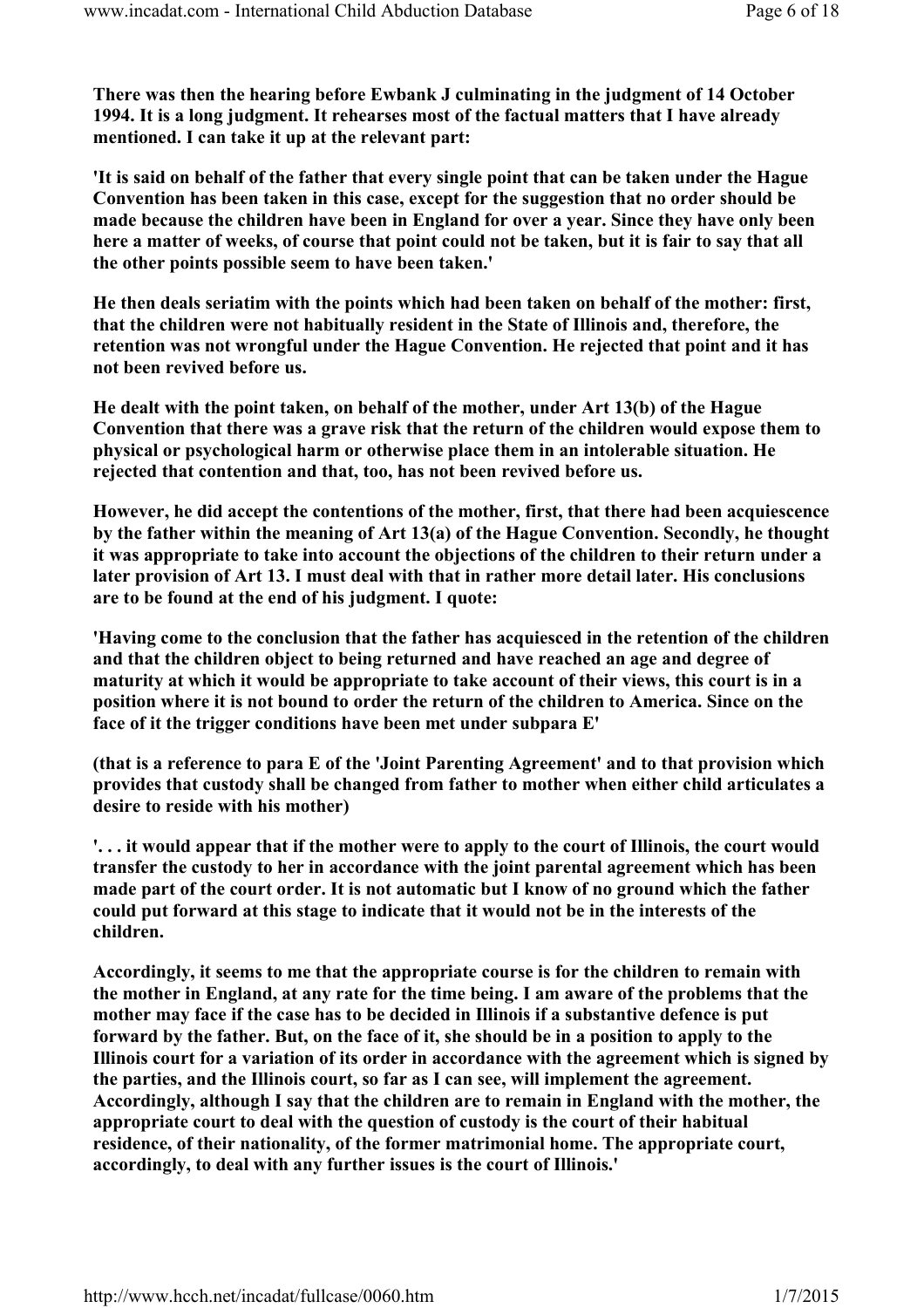**There was then the hearing before Ewbank J culminating in the judgment of 14 October 1994. It is a long judgment. It rehearses most of the factual matters that I have already mentioned. I can take it up at the relevant part:**

**'It is said on behalf of the father that every single point that can be taken under the Hague Convention has been taken in this case, except for the suggestion that no order should be made because the children have been in England for over a year. Since they have only been here a matter of weeks, of course that point could not be taken, but it is fair to say that all the other points possible seem to have been taken.'**

**He then deals seriatim with the points which had been taken on behalf of the mother: first, that the children were not habitually resident in the State of Illinois and, therefore, the retention was not wrongful under the Hague Convention. He rejected that point and it has not been revived before us.**

**He dealt with the point taken, on behalf of the mother, under Art 13(b) of the Hague Convention that there was a grave risk that the return of the children would expose them to physical or psychological harm or otherwise place them in an intolerable situation. He rejected that contention and that, too, has not been revived before us.**

**However, he did accept the contentions of the mother, first, that there had been acquiescence by the father within the meaning of Art 13(a) of the Hague Convention. Secondly, he thought it was appropriate to take into account the objections of the children to their return under a later provision of Art 13. I must deal with that in rather more detail later. His conclusions are to be found at the end of his judgment. I quote:**

**'Having come to the conclusion that the father has acquiesced in the retention of the children and that the children object to being returned and have reached an age and degree of maturity at which it would be appropriate to take account of their views, this court is in a position where it is not bound to order the return of the children to America. Since on the face of it the trigger conditions have been met under subpara E'**

**(that is a reference to para E of the 'Joint Parenting Agreement' and to that provision which provides that custody shall be changed from father to mother when either child articulates a desire to reside with his mother)**

**'. . . it would appear that if the mother were to apply to the court of Illinois, the court would transfer the custody to her in accordance with the joint parental agreement which has been made part of the court order. It is not automatic but I know of no ground which the father could put forward at this stage to indicate that it would not be in the interests of the children.**

**Accordingly, it seems to me that the appropriate course is for the children to remain with the mother in England, at any rate for the time being. I am aware of the problems that the mother may face if the case has to be decided in Illinois if a substantive defence is put forward by the father. But, on the face of it, she should be in a position to apply to the Illinois court for a variation of its order in accordance with the agreement which is signed by the parties, and the Illinois court, so far as I can see, will implement the agreement. Accordingly, although I say that the children are to remain in England with the mother, the appropriate court to deal with the question of custody is the court of their habitual residence, of their nationality, of the former matrimonial home. The appropriate court, accordingly, to deal with any further issues is the court of Illinois.'**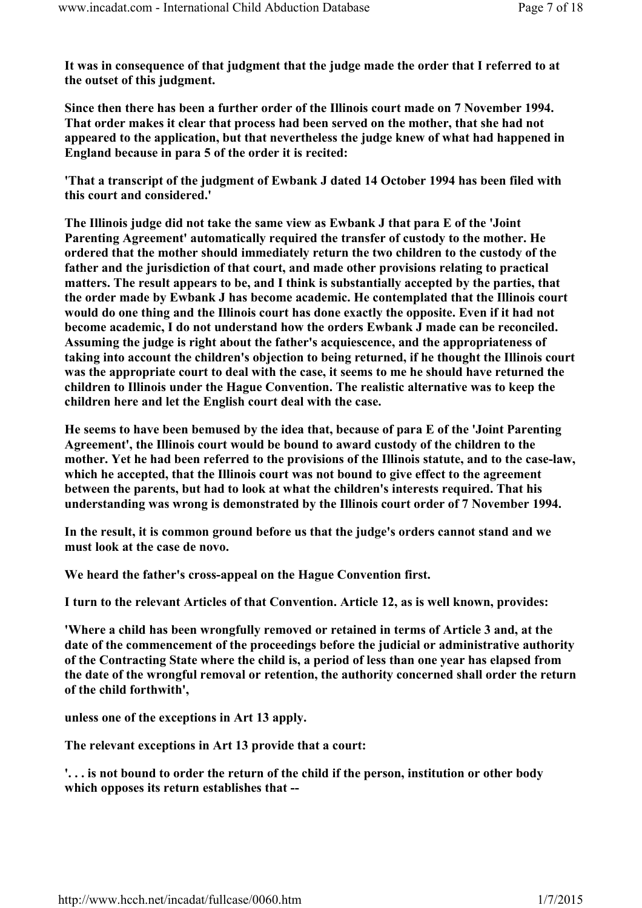It was in consequence of that judgment that the judge made the order that I referred to at the outset of this judgment.

Since then there has been a further order of the Illinois court made on 7 November 1994. That order makes it clear that process had been served on the mother, that she had not appeared to the application, but that nevertheless the judge knew of what had happened in England because in para 5 of the order it is recited:

'That a transcript of the judgment of Ewbank J dated 14 October 1994 has been filed with this court and considered.'

The Illinois judge did not take the same view as Ewbank J that para E of the 'Joint Parenting Agreement' automatically required the transfer of custody to the mother. He ordered that the mother should immediately return the two children to the custody of the father and the jurisdiction of that court, and made other provisions relating to practical matters. The result appears to be, and I think is substantially accepted by the parties, that the order made by Ewbank J has become academic. He contemplated that the Illinois court would do one thing and the Illinois court has done exactly the opposite. Even if it had not become academic, I do not understand how the orders Ewbank J made can be reconciled. Assuming the judge is right about the father's acquiescence, and the appropriateness of taking into account the children's objection to being returned, if he thought the Illinois court was the appropriate court to deal with the case, it seems to me he should have returned the children to Illinois under the Hague Convention. The realistic alternative was to keep the children here and let the English court deal with the case.

He seems to have been bemused by the idea that, because of para E of the 'Joint Parenting Agreement', the Illinois court would be bound to award custody of the children to the mother. Yet he had been referred to the provisions of the Illinois statute, and to the case-law, which he accepted, that the Illinois court was not bound to give effect to the agreement between the parents, but had to look at what the children's interests required. That his understanding was wrong is demonstrated by the Illinois court order of 7 November 1994.

In the result, it is common ground before us that the judge's orders cannot stand and we must look at the case de novo.

We heard the father's cross-appeal on the Hague Convention first.

I turn to the relevant Articles of that Convention. Article 12, as is well known, provides:

'Where a child has been wrongfully removed or retained in terms of Article 3 and, at the date of the commencement of the proceedings before the judicial or administrative authority of the Contracting State where the child is, a period of less than one year has elapsed from the date of the wrongful removal or retention, the authority concerned shall order the return of the child forthwith',

unless one of the exceptions in Art 13 apply.

The relevant exceptions in Art 13 provide that a court:

'. . . is not bound to order the return of the child if the person, institution or other body which opposes its return establishes that --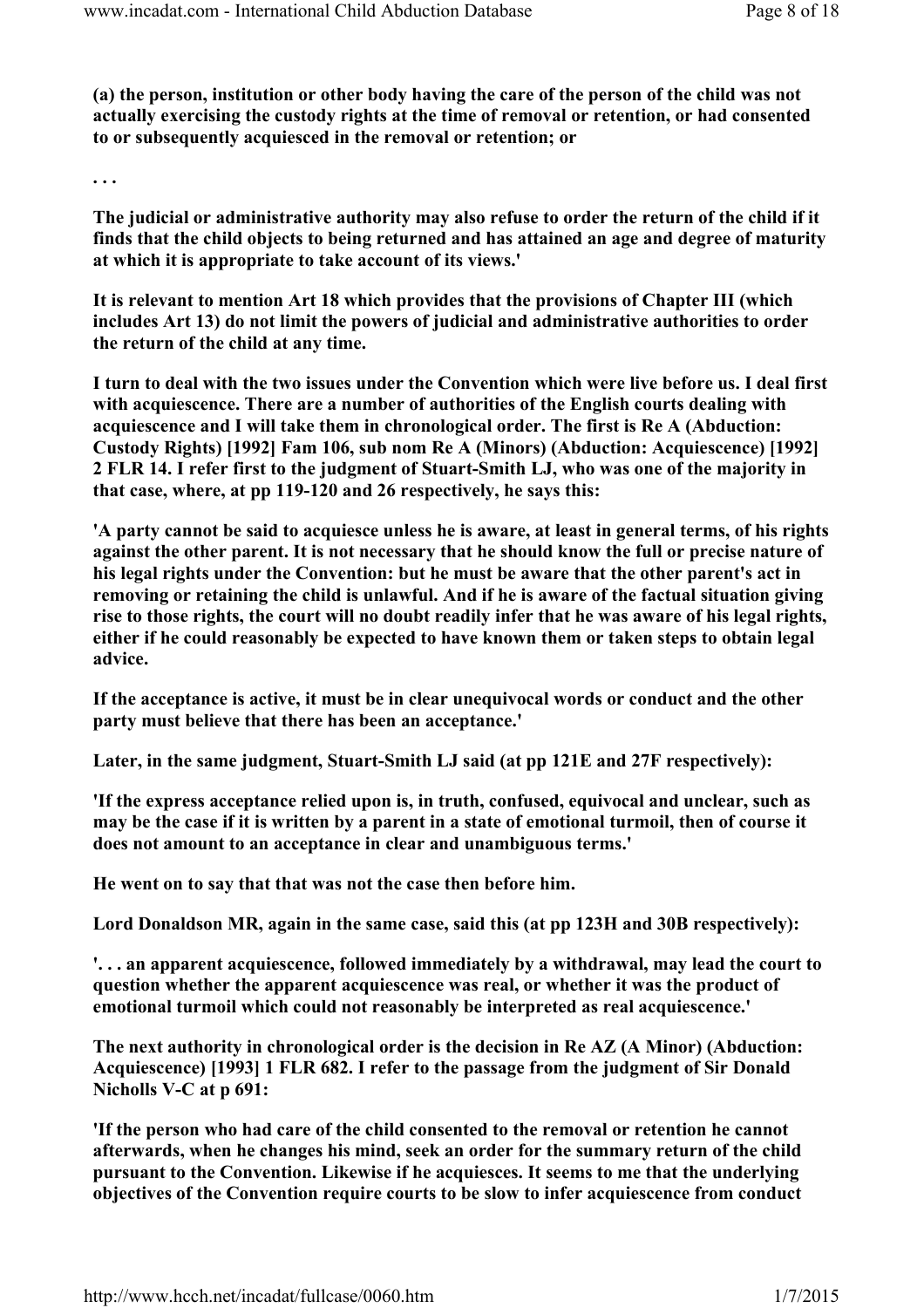**(a) the person, institution or other body having the care of the person of the child was not actually exercising the custody rights at the time of removal or retention, or had consented to or subsequently acquiesced in the removal or retention; or**

**. . .**

**The judicial or administrative authority may also refuse to order the return of the child if it finds that the child objects to being returned and has attained an age and degree of maturity at which it is appropriate to take account of its views.'**

**It is relevant to mention Art 18 which provides that the provisions of Chapter III (which includes Art 13) do not limit the powers of judicial and administrative authorities to order the return of the child at any time.**

**I turn to deal with the two issues under the Convention which were live before us. I deal first with acquiescence. There are a number of authorities of the English courts dealing with acquiescence and I will take them in chronological order. The first is Re A (Abduction: Custody Rights) [1992] Fam 106, sub nom Re A (Minors) (Abduction: Acquiescence) [1992] 2 FLR 14. I refer first to the judgment of Stuart-Smith LJ, who was one of the majority in that case, where, at pp 119-120 and 26 respectively, he says this:**

**'A party cannot be said to acquiesce unless he is aware, at least in general terms, of his rights against the other parent. It is not necessary that he should know the full or precise nature of his legal rights under the Convention: but he must be aware that the other parent's act in removing or retaining the child is unlawful. And if he is aware of the factual situation giving rise to those rights, the court will no doubt readily infer that he was aware of his legal rights, either if he could reasonably be expected to have known them or taken steps to obtain legal advice.**

**If the acceptance is active, it must be in clear unequivocal words or conduct and the other party must believe that there has been an acceptance.'**

**Later, in the same judgment, Stuart-Smith LJ said (at pp 121E and 27F respectively):**

**'If the express acceptance relied upon is, in truth, confused, equivocal and unclear, such as may be the case if it is written by a parent in a state of emotional turmoil, then of course it does not amount to an acceptance in clear and unambiguous terms.'**

**He went on to say that that was not the case then before him.**

**Lord Donaldson MR, again in the same case, said this (at pp 123H and 30B respectively):**

**'. . . an apparent acquiescence, followed immediately by a withdrawal, may lead the court to question whether the apparent acquiescence was real, or whether it was the product of emotional turmoil which could not reasonably be interpreted as real acquiescence.'**

**The next authority in chronological order is the decision in Re AZ (A Minor) (Abduction: Acquiescence) [1993] 1 FLR 682. I refer to the passage from the judgment of Sir Donald Nicholls V-C at p 691:**

**'If the person who had care of the child consented to the removal or retention he cannot afterwards, when he changes his mind, seek an order for the summary return of the child pursuant to the Convention. Likewise if he acquiesces. It seems to me that the underlying objectives of the Convention require courts to be slow to infer acquiescence from conduct**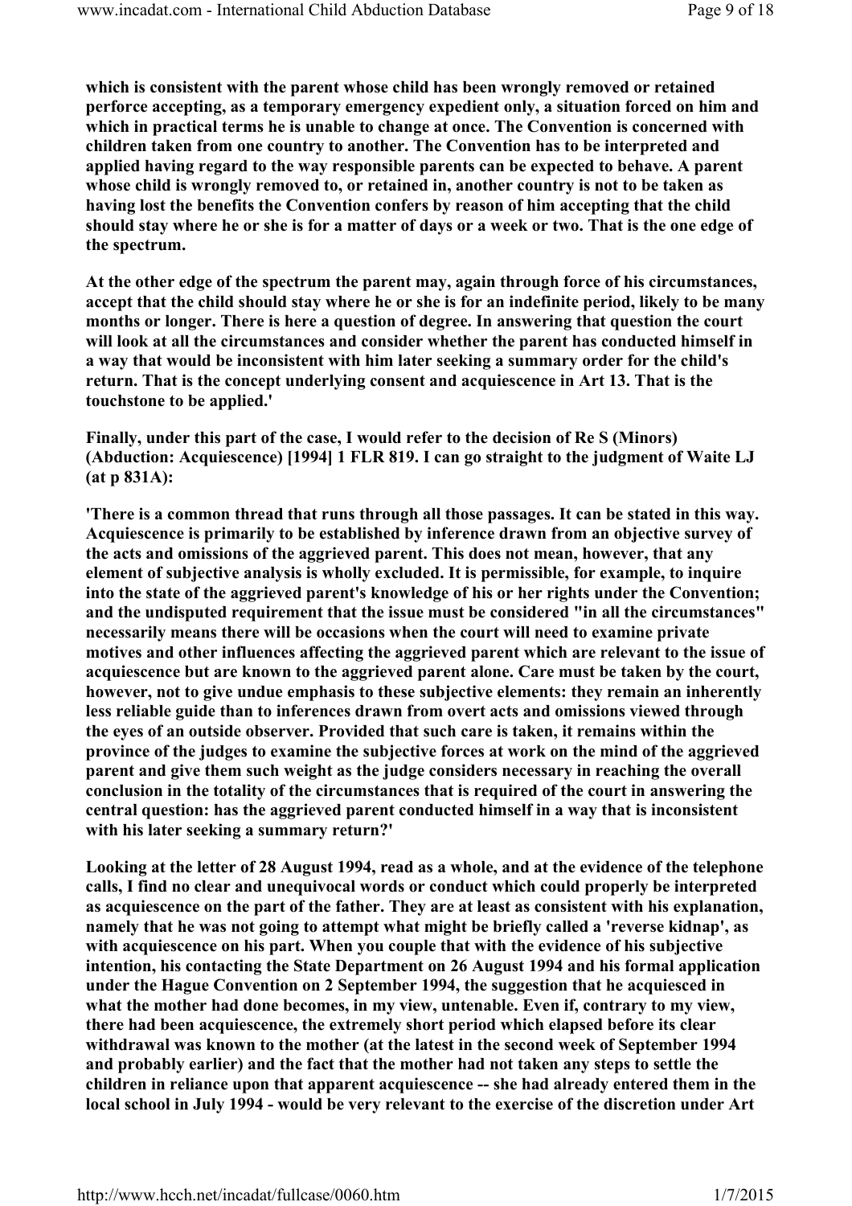**which is consistent with the parent whose child has been wrongly removed or retained perforce accepting, as a temporary emergency expedient only, a situation forced on him and which in practical terms he is unable to change at once. The Convention is concerned with children taken from one country to another. The Convention has to be interpreted and applied having regard to the way responsible parents can be expected to behave. A parent whose child is wrongly removed to, or retained in, another country is not to be taken as having lost the benefits the Convention confers by reason of him accepting that the child should stay where he or she is for a matter of days or a week or two. That is the one edge of the spectrum.**

**At the other edge of the spectrum the parent may, again through force of his circumstances, accept that the child should stay where he or she is for an indefinite period, likely to be many months or longer. There is here a question of degree. In answering that question the court will look at all the circumstances and consider whether the parent has conducted himself in a way that would be inconsistent with him later seeking a summary order for the child's return. That is the concept underlying consent and acquiescence in Art 13. That is the touchstone to be applied.'**

**Finally, under this part of the case, I would refer to the decision of Re S (Minors) (Abduction: Acquiescence) [1994] 1 FLR 819. I can go straight to the judgment of Waite LJ (at p 831A):**

**'There is a common thread that runs through all those passages. It can be stated in this way. Acquiescence is primarily to be established by inference drawn from an objective survey of the acts and omissions of the aggrieved parent. This does not mean, however, that any element of subjective analysis is wholly excluded. It is permissible, for example, to inquire into the state of the aggrieved parent's knowledge of his or her rights under the Convention; and the undisputed requirement that the issue must be considered "in all the circumstances" necessarily means there will be occasions when the court will need to examine private motives and other influences affecting the aggrieved parent which are relevant to the issue of acquiescence but are known to the aggrieved parent alone. Care must be taken by the court, however, not to give undue emphasis to these subjective elements: they remain an inherently less reliable guide than to inferences drawn from overt acts and omissions viewed through the eyes of an outside observer. Provided that such care is taken, it remains within the province of the judges to examine the subjective forces at work on the mind of the aggrieved parent and give them such weight as the judge considers necessary in reaching the overall conclusion in the totality of the circumstances that is required of the court in answering the central question: has the aggrieved parent conducted himself in a way that is inconsistent with his later seeking a summary return?'**

**Looking at the letter of 28 August 1994, read as a whole, and at the evidence of the telephone calls, I find no clear and unequivocal words or conduct which could properly be interpreted as acquiescence on the part of the father. They are at least as consistent with his explanation, namely that he was not going to attempt what might be briefly called a 'reverse kidnap', as with acquiescence on his part. When you couple that with the evidence of his subjective intention, his contacting the State Department on 26 August 1994 and his formal application under the Hague Convention on 2 September 1994, the suggestion that he acquiesced in what the mother had done becomes, in my view, untenable. Even if, contrary to my view, there had been acquiescence, the extremely short period which elapsed before its clear withdrawal was known to the mother (at the latest in the second week of September 1994 and probably earlier) and the fact that the mother had not taken any steps to settle the children in reliance upon that apparent acquiescence -- she had already entered them in the local school in July 1994 - would be very relevant to the exercise of the discretion under Art**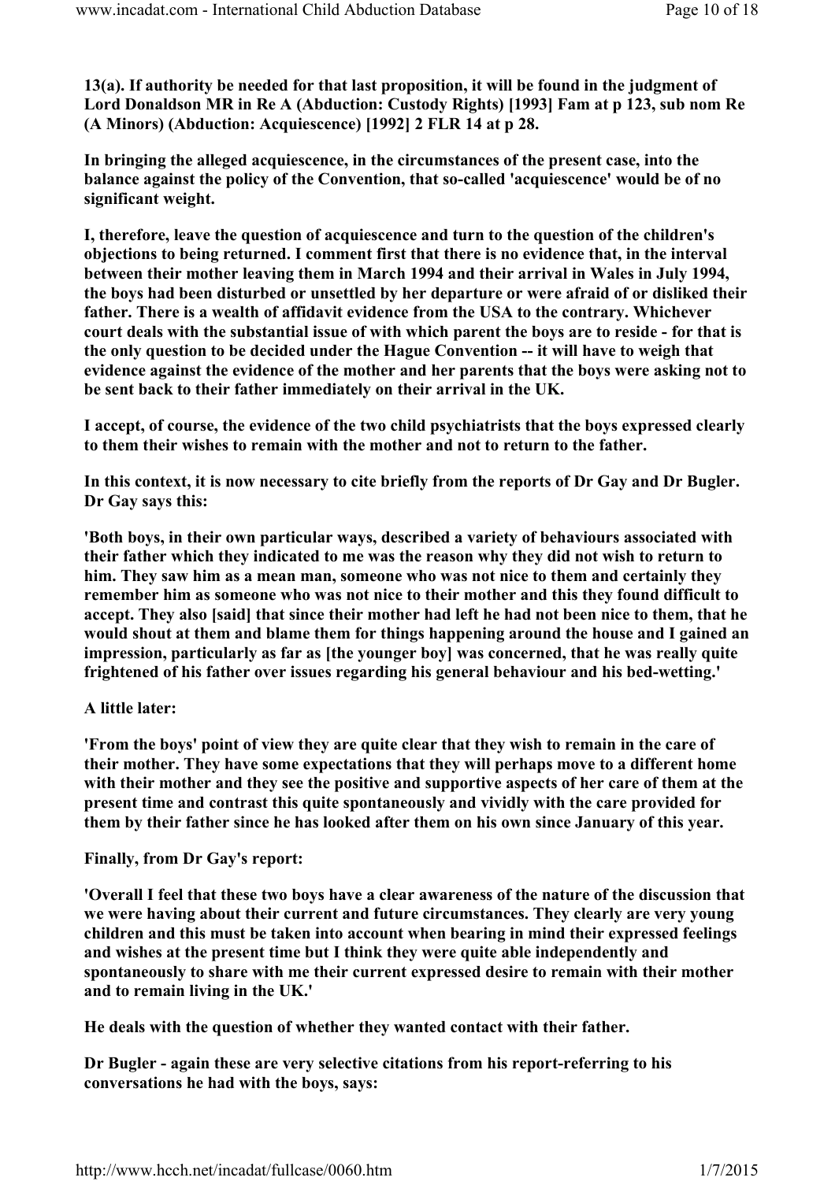**13(a). If authority be needed for that last proposition, it will be found in the judgment of Lord Donaldson MR in Re A (Abduction: Custody Rights) [1993] Fam at p 123, sub nom Re (A Minors) (Abduction: Acquiescence) [1992] 2 FLR 14 at p 28.**

**In bringing the alleged acquiescence, in the circumstances of the present case, into the balance against the policy of the Convention, that so-called 'acquiescence' would be of no significant weight.**

**I, therefore, leave the question of acquiescence and turn to the question of the children's objections to being returned. I comment first that there is no evidence that, in the interval between their mother leaving them in March 1994 and their arrival in Wales in July 1994, the boys had been disturbed or unsettled by her departure or were afraid of or disliked their father. There is a wealth of affidavit evidence from the USA to the contrary. Whichever court deals with the substantial issue of with which parent the boys are to reside - for that is the only question to be decided under the Hague Convention -- it will have to weigh that evidence against the evidence of the mother and her parents that the boys were asking not to be sent back to their father immediately on their arrival in the UK.**

**I accept, of course, the evidence of the two child psychiatrists that the boys expressed clearly to them their wishes to remain with the mother and not to return to the father.**

**In this context, it is now necessary to cite briefly from the reports of Dr Gay and Dr Bugler. Dr Gay says this:**

**'Both boys, in their own particular ways, described a variety of behaviours associated with their father which they indicated to me was the reason why they did not wish to return to him. They saw him as a mean man, someone who was not nice to them and certainly they remember him as someone who was not nice to their mother and this they found difficult to accept. They also [said] that since their mother had left he had not been nice to them, that he would shout at them and blame them for things happening around the house and I gained an impression, particularly as far as [the younger boy] was concerned, that he was really quite frightened of his father over issues regarding his general behaviour and his bed-wetting.'**

**A little later:**

**'From the boys' point of view they are quite clear that they wish to remain in the care of their mother. They have some expectations that they will perhaps move to a different home with their mother and they see the positive and supportive aspects of her care of them at the present time and contrast this quite spontaneously and vividly with the care provided for them by their father since he has looked after them on his own since January of this year.**

**Finally, from Dr Gay's report:**

**'Overall I feel that these two boys have a clear awareness of the nature of the discussion that we were having about their current and future circumstances. They clearly are very young children and this must be taken into account when bearing in mind their expressed feelings and wishes at the present time but I think they were quite able independently and spontaneously to share with me their current expressed desire to remain with their mother and to remain living in the UK.'**

**He deals with the question of whether they wanted contact with their father.**

**Dr Bugler - again these are very selective citations from his report-referring to his conversations he had with the boys, says:**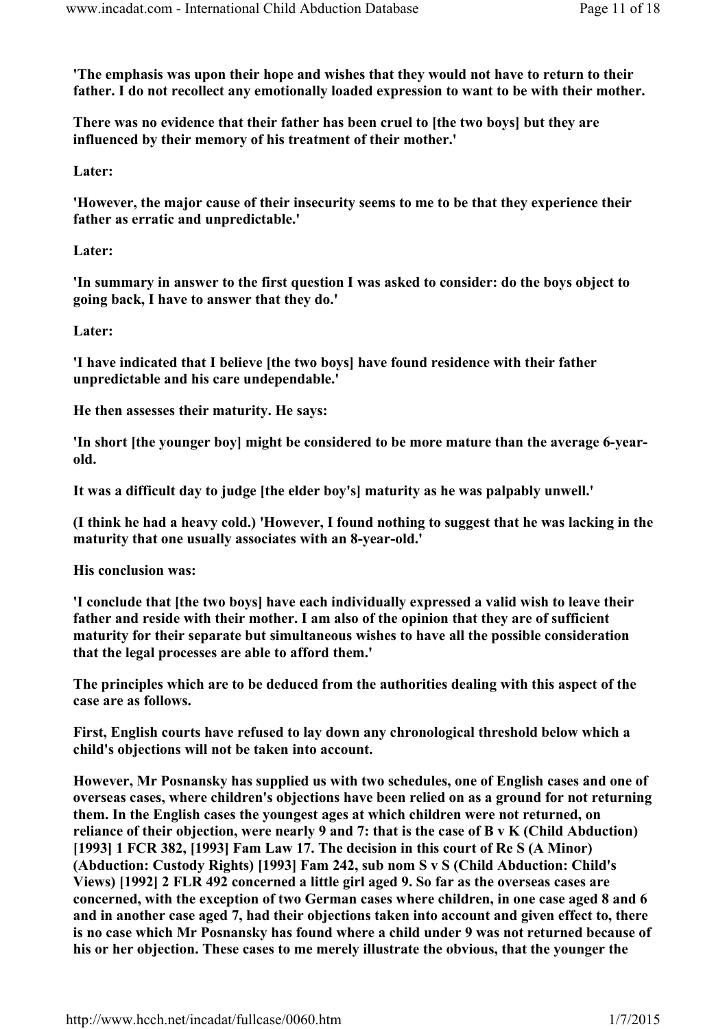**'The emphasis was upon their hope and wishes that they would not have to return to their father. I do not recollect any emotionally loaded expression to want to be with their mother.**

**There was no evidence that their father has been cruel to [the two boys] but they are influenced by their memory of his treatment of their mother.'**

**Later:**

**'However, the major cause of their insecurity seems to me to be that they experience their father as erratic and unpredictable.'**

**Later:**

**'In summary in answer to the first question I was asked to consider: do the boys object to going back, I have to answer that they do.'**

**Later:**

**'I have indicated that I believe [the two boys] have found residence with their father unpredictable and his care undependable.'**

**He then assesses their maturity. He says:**

**'In short [the younger boy] might be considered to be more mature than the average 6-year-old.**

**It was a difficult day to judge [the elder boy's] maturity as he was palpably unwell.'**

**(I think he had a heavy cold.) 'However, I found nothing to suggest that he was lacking in the maturity that one usually associates with an 8-year-old.'**

**His conclusion was:**

**'I conclude that [the two boys] have each individually expressed a valid wish to leave their father and reside with their mother. I am also of the opinion that they are of sufficient maturity for their separate but simultaneous wishes to have all the possible consideration that the legal processes are able to afford them.'**

**The principles which are to be deduced from the authorities dealing with this aspect of the case are as follows.**

**First, English courts have refused to lay down any chronological threshold below which a child's objections will not be taken into account.**

**However, Mr Posnansky has supplied us with two schedules, one of English cases and one of overseas cases, where children's objections have been relied on as a ground for not returning them. In the English cases the youngest ages at which children were not returned, on reliance of their objection, were nearly 9 and 7: that is the case of B v K (Child Abduction) [1993] 1 FCR 382, [1993] Fam Law 17. The decision in this court of Re S (A Minor) (Abduction: Custody Rights) [1993] Fam 242, sub nom S v S (Child Abduction: Child's Views) [1992] 2 FLR 492 concerned a little girl aged 9. So far as the overseas cases are concerned, with the exception of two German cases where children, in one case aged 8 and 6 and in another case aged 7, had their objections taken into account and given effect to, there is no case which Mr Posnansky has found where a child under 9 was not returned because of his or her objection. These cases to me merely illustrate the obvious, that the younger the**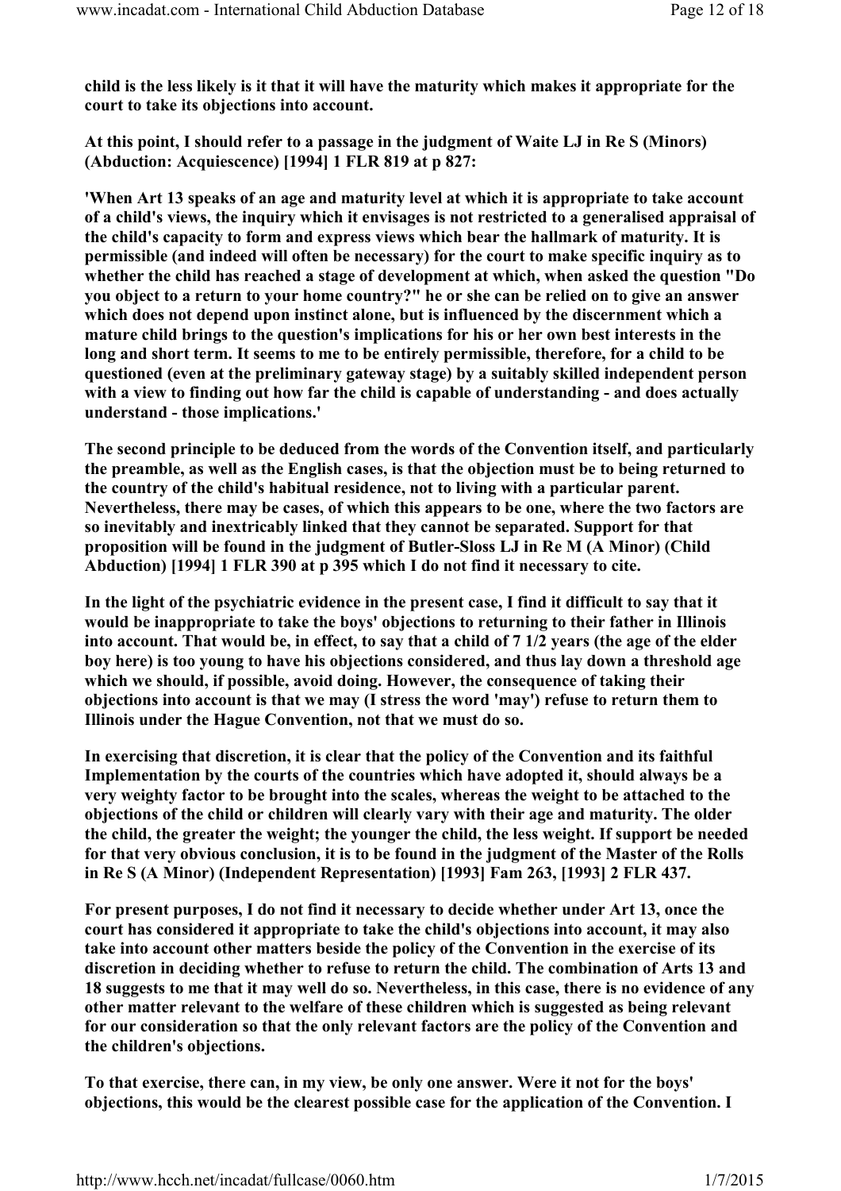**child is the less likely is it that it will have the maturity which makes it appropriate for the court to take its objections into account.**

**At this point, I should refer to a passage in the judgment of Waite LJ in Re S (Minors) (Abduction: Acquiescence) [1994] 1 FLR 819 at p 827:**

**'When Art 13 speaks of an age and maturity level at which it is appropriate to take account of a child's views, the inquiry which it envisages is not restricted to a generalised appraisal of the child's capacity to form and express views which bear the hallmark of maturity. It is permissible (and indeed will often be necessary) for the court to make specific inquiry as to whether the child has reached a stage of development at which, when asked the question "Do you object to a return to your home country?" he or she can be relied on to give an answer which does not depend upon instinct alone, but is influenced by the discernment which a mature child brings to the question's implications for his or her own best interests in the long and short term. It seems to me to be entirely permissible, therefore, for a child to be questioned (even at the preliminary gateway stage) by a suitably skilled independent person with a view to finding out how far the child is capable of understanding - and does actually understand - those implications.'**

**The second principle to be deduced from the words of the Convention itself, and particularly the preamble, as well as the English cases, is that the objection must be to being returned to the country of the child's habitual residence, not to living with a particular parent. Nevertheless, there may be cases, of which this appears to be one, where the two factors are so inevitably and inextricably linked that they cannot be separated. Support for that proposition will be found in the judgment of Butler-Sloss LJ in Re M (A Minor) (Child Abduction) [1994] 1 FLR 390 at p 395 which I do not find it necessary to cite.**

**In the light of the psychiatric evidence in the present case, I find it difficult to say that it would be inappropriate to take the boys' objections to returning to their father in Illinois into account. That would be, in effect, to say that a child of 7 1/2 years (the age of the elder boy here) is too young to have his objections considered, and thus lay down a threshold age which we should, if possible, avoid doing. However, the consequence of taking their objections into account is that we may (I stress the word 'may') refuse to return them to Illinois under the Hague Convention, not that we must do so.**

**In exercising that discretion, it is clear that the policy of the Convention and its faithful Implementation by the courts of the countries which have adopted it, should always be a very weighty factor to be brought into the scales, whereas the weight to be attached to the objections of the child or children will clearly vary with their age and maturity. The older the child, the greater the weight; the younger the child, the less weight. If support be needed for that very obvious conclusion, it is to be found in the judgment of the Master of the Rolls in Re S (A Minor) (Independent Representation) [1993] Fam 263, [1993] 2 FLR 437.**

**For present purposes, I do not find it necessary to decide whether under Art 13, once the court has considered it appropriate to take the child's objections into account, it may also take into account other matters beside the policy of the Convention in the exercise of its discretion in deciding whether to refuse to return the child. The combination of Arts 13 and 18 suggests to me that it may well do so. Nevertheless, in this case, there is no evidence of any other matter relevant to the welfare of these children which is suggested as being relevant for our consideration so that the only relevant factors are the policy of the Convention and the children's objections.**

**To that exercise, there can, in my view, be only one answer. Were it not for the boys' objections, this would be the clearest possible case for the application of the Convention. I**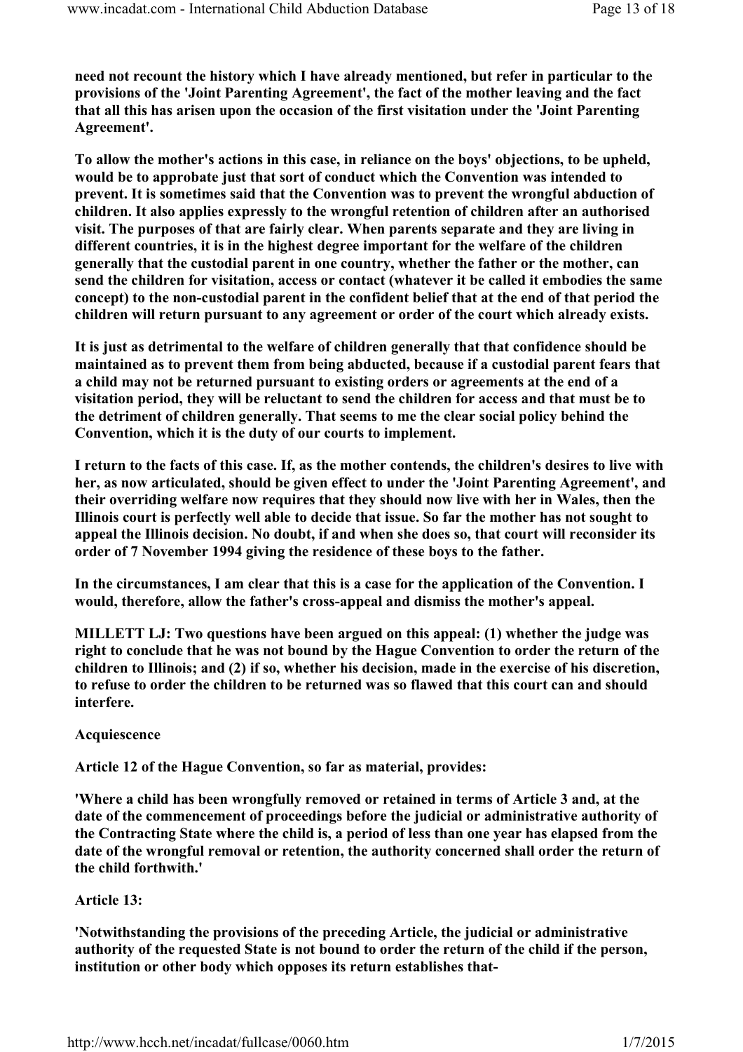**need not recount the history which I have already mentioned, but refer in particular to the provisions of the 'Joint Parenting Agreement', the fact of the mother leaving and the fact that all this has arisen upon the occasion of the first visitation under the 'Joint Parenting Agreement'.**

**To allow the mother's actions in this case, in reliance on the boys' objections, to be upheld, would be to approbate just that sort of conduct which the Convention was intended to prevent. It is sometimes said that the Convention was to prevent the wrongful abduction of children. It also applies expressly to the wrongful retention of children after an authorised visit. The purposes of that are fairly clear. When parents separate and they are living in different countries, it is in the highest degree important for the welfare of the children generally that the custodial parent in one country, whether the father or the mother, can send the children for visitation, access or contact (whatever it be called it embodies the same concept) to the non-custodial parent in the confident belief that at the end of that period the children will return pursuant to any agreement or order of the court which already exists.**

**It is just as detrimental to the welfare of children generally that that confidence should be maintained as to prevent them from being abducted, because if a custodial parent fears that a child may not be returned pursuant to existing orders or agreements at the end of a visitation period, they will be reluctant to send the children for access and that must be to the detriment of children generally. That seems to me the clear social policy behind the Convention, which it is the duty of our courts to implement.**

**I return to the facts of this case. If, as the mother contends, the children's desires to live with her, as now articulated, should be given effect to under the 'Joint Parenting Agreement', and their overriding welfare now requires that they should now live with her in Wales, then the Illinois court is perfectly well able to decide that issue. So far the mother has not sought to appeal the Illinois decision. No doubt, if and when she does so, that court will reconsider its order of 7 November 1994 giving the residence of these boys to the father.**

**In the circumstances, I am clear that this is a case for the application of the Convention. I would, therefore, allow the father's cross-appeal and dismiss the mother's appeal.**

**MILLETT LJ: Two questions have been argued on this appeal: (1) whether the judge was right to conclude that he was not bound by the Hague Convention to order the return of the children to Illinois; and (2) if so, whether his decision, made in the exercise of his discretion, to refuse to order the children to be returned was so flawed that this court can and should interfere.**

**Acquiescence**

**Article 12 of the Hague Convention, so far as material, provides:**

**'Where a child has been wrongfully removed or retained in terms of Article 3 and, at the date of the commencement of proceedings before the judicial or administrative authority of the Contracting State where the child is, a period of less than one year has elapsed from the date of the wrongful removal or retention, the authority concerned shall order the return of the child forthwith.'**

**Article 13:**

**'Notwithstanding the provisions of the preceding Article, the judicial or administrative authority of the requested State is not bound to order the return of the child if the person, institution or other body which opposes its return establishes that-**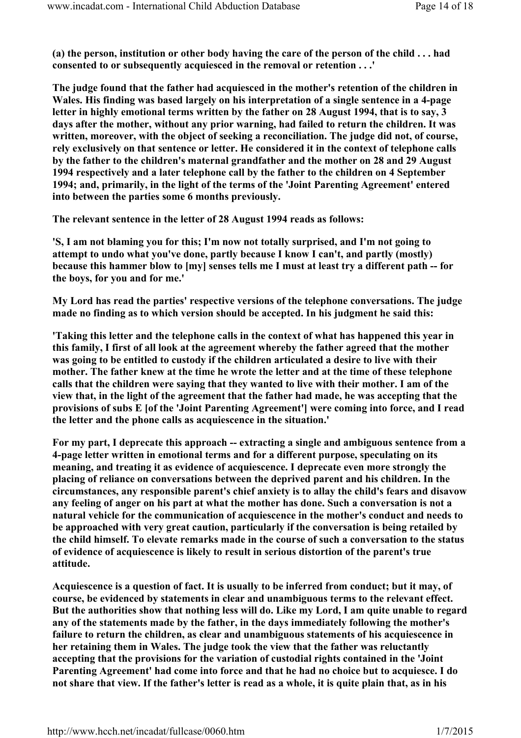**(a) the person, institution or other body having the care of the person of the child . . . had consented to or subsequently acquiesced in the removal or retention . . .'**

**The judge found that the father had acquiesced in the mother's retention of the children in Wales. His finding was based largely on his interpretation of a single sentence in a 4-page letter in highly emotional terms written by the father on 28 August 1994, that is to say, 3 days after the mother, without any prior warning, had failed to return the children. It was written, moreover, with the object of seeking a reconciliation. The judge did not, of course, rely exclusively on that sentence or letter. He considered it in the context of telephone calls by the father to the children's maternal grandfather and the mother on 28 and 29 August 1994 respectively and a later telephone call by the father to the children on 4 September 1994; and, primarily, in the light of the terms of the 'Joint Parenting Agreement' entered into between the parties some 6 months previously.**

**The relevant sentence in the letter of 28 August 1994 reads as follows:**

**'S, I am not blaming you for this; I'm now not totally surprised, and I'm not going to attempt to undo what you've done, partly because I know I can't, and partly (mostly) because this hammer blow to [my] senses tells me I must at least try a different path -- for the boys, for you and for me.'**

**My Lord has read the parties' respective versions of the telephone conversations. The judge made no finding as to which version should be accepted. In his judgment he said this:**

**'Taking this letter and the telephone calls in the context of what has happened this year in this family, I first of all look at the agreement whereby the father agreed that the mother was going to be entitled to custody if the children articulated a desire to live with their mother. The father knew at the time he wrote the letter and at the time of these telephone calls that the children were saying that they wanted to live with their mother. I am of the view that, in the light of the agreement that the father had made, he was accepting that the provisions of subs E [of the 'Joint Parenting Agreement'] were coming into force, and I read the letter and the phone calls as acquiescence in the situation.'**

**For my part, I deprecate this approach -- extracting a single and ambiguous sentence from a 4-page letter written in emotional terms and for a different purpose, speculating on its meaning, and treating it as evidence of acquiescence. I deprecate even more strongly the placing of reliance on conversations between the deprived parent and his children. In the circumstances, any responsible parent's chief anxiety is to allay the child's fears and disavow any feeling of anger on his part at what the mother has done. Such a conversation is not a natural vehicle for the communication of acquiescence in the mother's conduct and needs to be approached with very great caution, particularly if the conversation is being retailed by the child himself. To elevate remarks made in the course of such a conversation to the status of evidence of acquiescence is likely to result in serious distortion of the parent's true attitude.**

**Acquiescence is a question of fact. It is usually to be inferred from conduct; but it may, of course, be evidenced by statements in clear and unambiguous terms to the relevant effect. But the authorities show that nothing less will do. Like my Lord, I am quite unable to regard any of the statements made by the father, in the days immediately following the mother's failure to return the children, as clear and unambiguous statements of his acquiescence in her retaining them in Wales. The judge took the view that the father was reluctantly accepting that the provisions for the variation of custodial rights contained in the 'Joint Parenting Agreement' had come into force and that he had no choice but to acquiesce. I do not share that view. If the father's letter is read as a whole, it is quite plain that, as in his**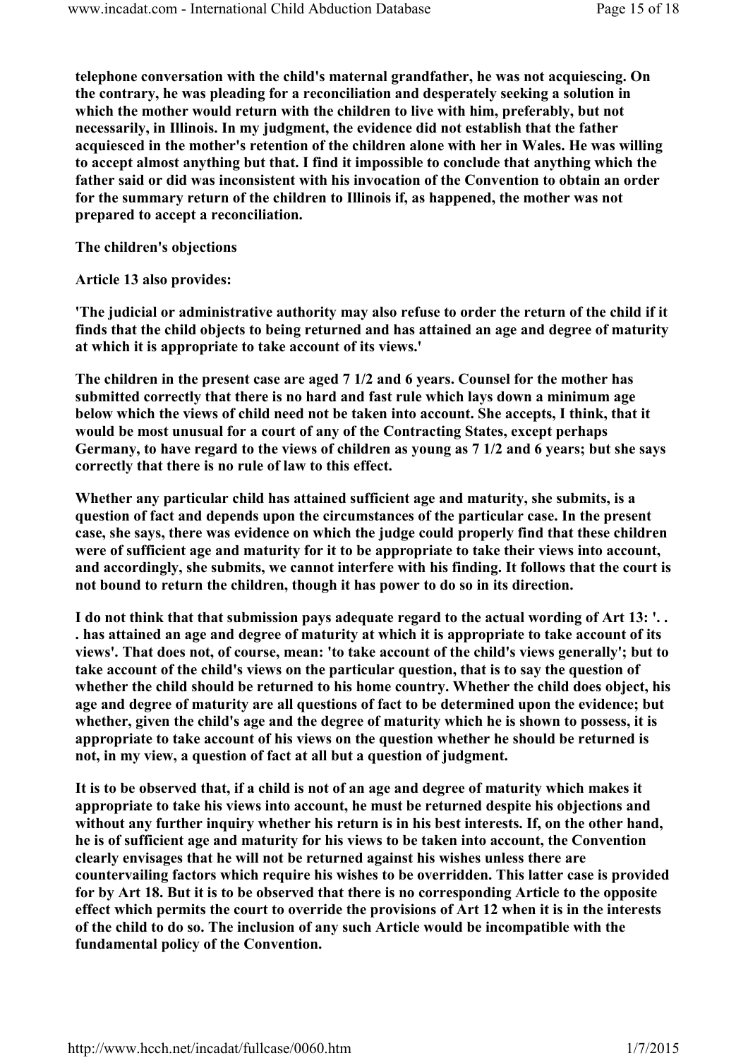telephone conversation with the child's maternal grandfather, he was not acquiescing. On the contrary, he was pleading for a reconciliation and desperately seeking a solution in which the mother would return with the children to live with him, preferably, but not necessarily, in Illinois. In my judgment, the evidence did not establish that the father acquiesced in the mother's retention of the children alone with her in Wales. He was willing to accept almost anything but that. I find it impossible to conclude that anything which the father said or did was inconsistent with his invocation of the Convention to obtain an order for the summary return of the children to Illinois if, as happened, the mother was not prepared to accept a reconciliation.

**The children's objections**

Article 13 also provides:

'The judicial or administrative authority may also refuse to order the return of the child if it finds that the child objects to being returned and has attained an age and degree of maturity at which it is appropriate to take account of its views.'

The children in the present case are aged 7 1/2 and 6 years. Counsel for the mother has submitted correctly that there is no hard and fast rule which lays down a minimum age below which the views of child need not be taken into account. She accepts, I think, that it would be most unusual for a court of any of the Contracting States, except perhaps Germany, to have regard to the views of children as young as 7 1/2 and 6 years; but she says correctly that there is no rule of law to this effect.

Whether any particular child has attained sufficient age and maturity, she submits, is a question of fact and depends upon the circumstances of the particular case. In the present case, she says, there was evidence on which the judge could properly find that these children were of sufficient age and maturity for it to be appropriate to take their views into account, and accordingly, she submits, we cannot interfere with his finding. It follows that the court is not bound to return the children, though it has power to do so in its direction.

I do not think that that submission pays adequate regard to the actual wording of Art 13: '. . . has attained an age and degree of maturity at which it is appropriate to take account of its views'. That does not, of course, mean: 'to take account of the child's views generally'; but to take account of the child's views on the particular question, that is to say the question of whether the child should be returned to his home country. Whether the child does object, his age and degree of maturity are all questions of fact to be determined upon the evidence; but whether, given the child's age and the degree of maturity which he is shown to possess, it is appropriate to take account of his views on the question whether he should be returned is not, in my view, a question of fact at all but a question of judgment.

It is to be observed that, if a child is not of an age and degree of maturity which makes it appropriate to take his views into account, he must be returned despite his objections and without any further inquiry whether his return is in his best interests. If, on the other hand, he is of sufficient age and maturity for his views to be taken into account, the Convention clearly envisages that he will not be returned against his wishes unless there are countervailing factors which require his wishes to be overridden. This latter case is provided for by Art 18. But it is to be observed that there is no corresponding Article to the opposite effect which permits the court to override the provisions of Art 12 when it is in the interests of the child to do so. The inclusion of any such Article would be incompatible with the fundamental policy of the Convention.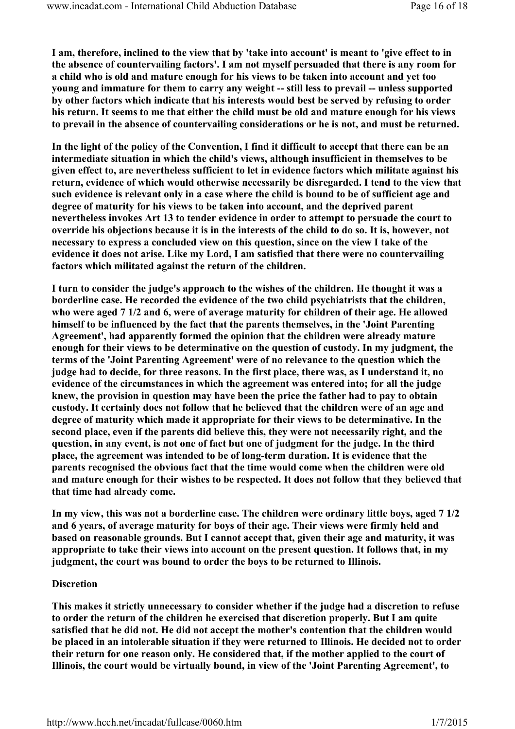**I am, therefore, inclined to the view that by 'take into account' is meant to 'give effect to in the absence of countervailing factors'. I am not myself persuaded that there is any room for a child who is old and mature enough for his views to be taken into account and yet too young and immature for them to carry any weight -- still less to prevail -- unless supported by other factors which indicate that his interests would best be served by refusing to order his return. It seems to me that either the child must be old and mature enough for his views to prevail in the absence of countervailing considerations or he is not, and must be returned.**

**In the light of the policy of the Convention, I find it difficult to accept that there can be an intermediate situation in which the child's views, although insufficient in themselves to be given effect to, are nevertheless sufficient to let in evidence factors which militate against his return, evidence of which would otherwise necessarily be disregarded. I tend to the view that such evidence is relevant only in a case where the child is bound to be of sufficient age and degree of maturity for his views to be taken into account, and the deprived parent nevertheless invokes Art 13 to tender evidence in order to attempt to persuade the court to override his objections because it is in the interests of the child to do so. It is, however, not necessary to express a concluded view on this question, since on the view I take of the evidence it does not arise. Like my Lord, I am satisfied that there were no countervailing factors which militated against the return of the children.**

**I turn to consider the judge's approach to the wishes of the children. He thought it was a borderline case. He recorded the evidence of the two child psychiatrists that the children, who were aged 7 1/2 and 6, were of average maturity for children of their age. He allowed himself to be influenced by the fact that the parents themselves, in the 'Joint Parenting Agreement', had apparently formed the opinion that the children were already mature enough for their views to be determinative on the question of custody. In my judgment, the terms of the 'Joint Parenting Agreement' were of no relevance to the question which the judge had to decide, for three reasons. In the first place, there was, as I understand it, no evidence of the circumstances in which the agreement was entered into; for all the judge knew, the provision in question may have been the price the father had to pay to obtain custody. It certainly does not follow that he believed that the children were of an age and degree of maturity which made it appropriate for their views to be determinative. In the second place, even if the parents did believe this, they were not necessarily right, and the question, in any event, is not one of fact but one of judgment for the judge. In the third place, the agreement was intended to be of long-term duration. It is evidence that the parents recognised the obvious fact that the time would come when the children were old and mature enough for their wishes to be respected. It does not follow that they believed that that time had already come.**

**In my view, this was not a borderline case. The children were ordinary little boys, aged 7 1/2 and 6 years, of average maturity for boys of their age. Their views were firmly held and based on reasonable grounds. But I cannot accept that, given their age and maturity, it was appropriate to take their views into account on the present question. It follows that, in my judgment, the court was bound to order the boys to be returned to Illinois.**

**Discretion**

**This makes it strictly unnecessary to consider whether if the judge had a discretion to refuse to order the return of the children he exercised that discretion properly. But I am quite satisfied that he did not. He did not accept the mother's contention that the children would be placed in an intolerable situation if they were returned to Illinois. He decided not to order their return for one reason only. He considered that, if the mother applied to the court of Illinois, the court would be virtually bound, in view of the 'Joint Parenting Agreement', to**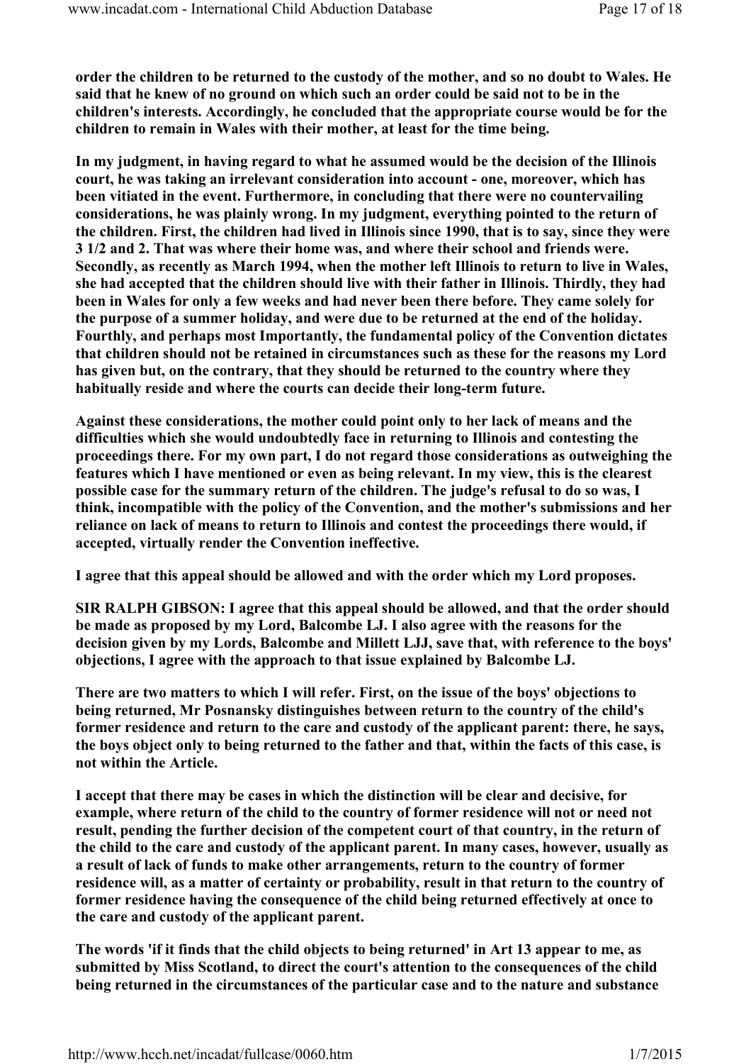**order the children to be returned to the custody of the mother, and so no doubt to Wales. He said that he knew of no ground on which such an order could be said not to be in the children's interests. Accordingly, he concluded that the appropriate course would be for the children to remain in Wales with their mother, at least for the time being.**

**In my judgment, in having regard to what he assumed would be the decision of the Illinois court, he was taking an irrelevant consideration into account - one, moreover, which has been vitiated in the event. Furthermore, in concluding that there were no countervailing considerations, he was plainly wrong. In my judgment, everything pointed to the return of the children. First, the children had lived in Illinois since 1990, that is to say, since they were 3 1/2 and 2. That was where their home was, and where their school and friends were. Secondly, as recently as March 1994, when the mother left Illinois to return to live in Wales, she had accepted that the children should live with their father in Illinois. Thirdly, they had been in Wales for only a few weeks and had never been there before. They came solely for the purpose of a summer holiday, and were due to be returned at the end of the holiday. Fourthly, and perhaps most Importantly, the fundamental policy of the Convention dictates that children should not be retained in circumstances such as these for the reasons my Lord has given but, on the contrary, that they should be returned to the country where they habitually reside and where the courts can decide their long-term future.**

**Against these considerations, the mother could point only to her lack of means and the difficulties which she would undoubtedly face in returning to Illinois and contesting the proceedings there. For my own part, I do not regard those considerations as outweighing the features which I have mentioned or even as being relevant. In my view, this is the clearest possible case for the summary return of the children. The judge's refusal to do so was, I think, incompatible with the policy of the Convention, and the mother's submissions and her reliance on lack of means to return to Illinois and contest the proceedings there would, if accepted, virtually render the Convention ineffective.**

**I agree that this appeal should be allowed and with the order which my Lord proposes.**

**SIR RALPH GIBSON: I agree that this appeal should be allowed, and that the order should be made as proposed by my Lord, Balcombe LJ. I also agree with the reasons for the decision given by my Lords, Balcombe and Millett LJJ, save that, with reference to the boys' objections, I agree with the approach to that issue explained by Balcombe LJ.**

**There are two matters to which I will refer. First, on the issue of the boys' objections to being returned, Mr Posnansky distinguishes between return to the country of the child's former residence and return to the care and custody of the applicant parent: there, he says, the boys object only to being returned to the father and that, within the facts of this case, is not within the Article.**

**I accept that there may be cases in which the distinction will be clear and decisive, for example, where return of the child to the country of former residence will not or need not result, pending the further decision of the competent court of that country, in the return of the child to the care and custody of the applicant parent. In many cases, however, usually as a result of lack of funds to make other arrangements, return to the country of former residence will, as a matter of certainty or probability, result in that return to the country of former residence having the consequence of the child being returned effectively at once to the care and custody of the applicant parent.**

**The words 'if it finds that the child objects to being returned' in Art 13 appear to me, as submitted by Miss Scotland, to direct the court's attention to the consequences of the child being returned in the circumstances of the particular case and to the nature and substance**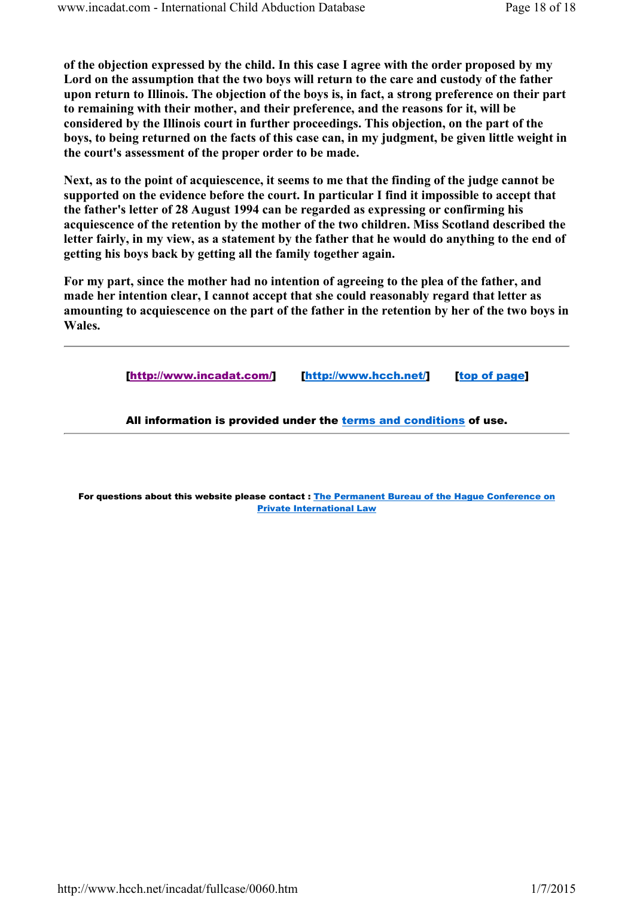**of the objection expressed by the child. In this case I agree with the order proposed by my Lord on the assumption that the two boys will return to the care and custody of the father upon return to Illinois. The objection of the boys is, in fact, a strong preference on their part to remaining with their mother, and their preference, and the reasons for it, will be considered by the Illinois court in further proceedings. This objection, on the part of the boys, to being returned on the facts of this case can, in my judgment, be given little weight in the court's assessment of the proper order to be made.**

**Next, as to the point of acquiescence, it seems to me that the finding of the judge cannot be supported on the evidence before the court. In particular I find it impossible to accept that the father's letter of 28 August 1994 can be regarded as expressing or confirming his acquiescence of the retention by the mother of the two children. Miss Scotland described the letter fairly, in my view, as a statement by the father that he would do anything to the end of getting his boys back by getting all the family together again.**

**For my part, since the mother had no intention of agreeing to the plea of the father, and made her intention clear, I cannot accept that she could reasonably regard that letter as amounting to acquiescence on the part of the father in the retention by her of the two boys in Wales.**

---

[http://www.incadat.com/] [http://www.hcch.net/] [top of page]

**All information is provided under the terms and conditions of use.**

---

**For questions about this website please contact : The Permanent Bureau of the Hague Conference on Private International Law**